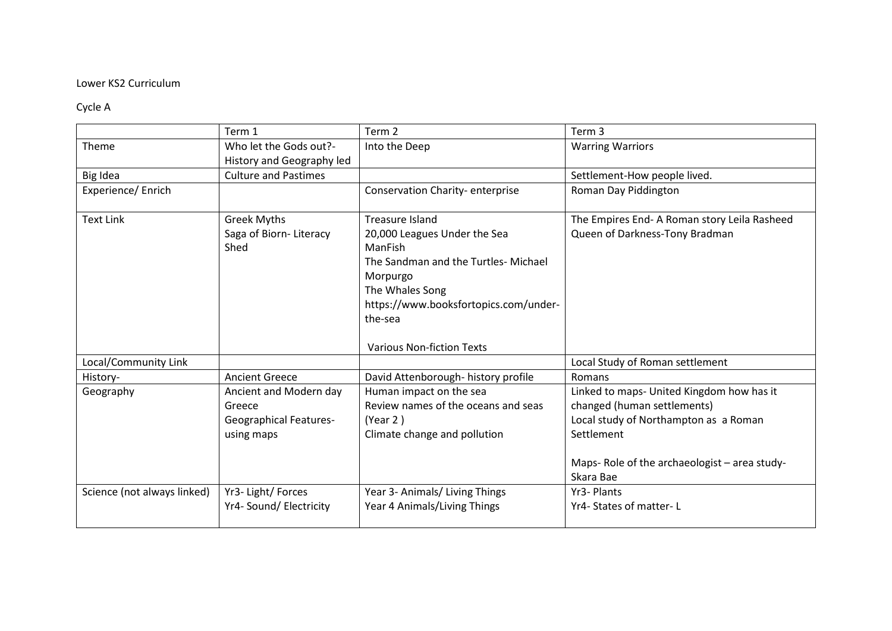Lower KS2 Curriculum

Cycle A

| | Term 1 | Term 2 | Term 3 |
|---|---|---|---|
| Theme | Who let the Gods out?- History and Geography led | Into the Deep | Warring Warriors |
| Big Idea | Culture and Pastimes | | Settlement-How people lived. |
| Experience/ Enrich | | Conservation Charity- enterprise | Roman Day Piddington |
| Text Link | Greek Myths<br>Saga of Biorn- Literacy Shed | Treasure Island<br>20,000 Leagues Under the Sea<br>ManFish<br>The Sandman and the Turtles- Michael Morpurgo<br>The Whales Song<br>https://www.booksfortopics.com/under-the-sea<br><br>Various Non-fiction Texts | The Empires End- A Roman story Leila Rasheed<br>Queen of Darkness-Tony Bradman |
| Local/Community Link | | | Local Study of Roman settlement |
| History- | Ancient Greece | David Attenborough- history profile | Romans |
| Geography | Ancient and Modern day Greece<br>Geographical Features- using maps | Human impact on the sea<br>Review names of the oceans and seas (Year 2 )<br>Climate change and pollution | Linked to maps- United Kingdom how has it changed (human settlements)<br>Local study of Northampton as a Roman Settlement<br><br>Maps- Role of the archaeologist – area study- Skara Bae |
| Science (not always linked) | Yr3- Light/ Forces<br>Yr4- Sound/ Electricity | Year 3- Animals/ Living Things<br>Year 4 Animals/Living Things | Yr3- Plants<br>Yr4- States of matter- L |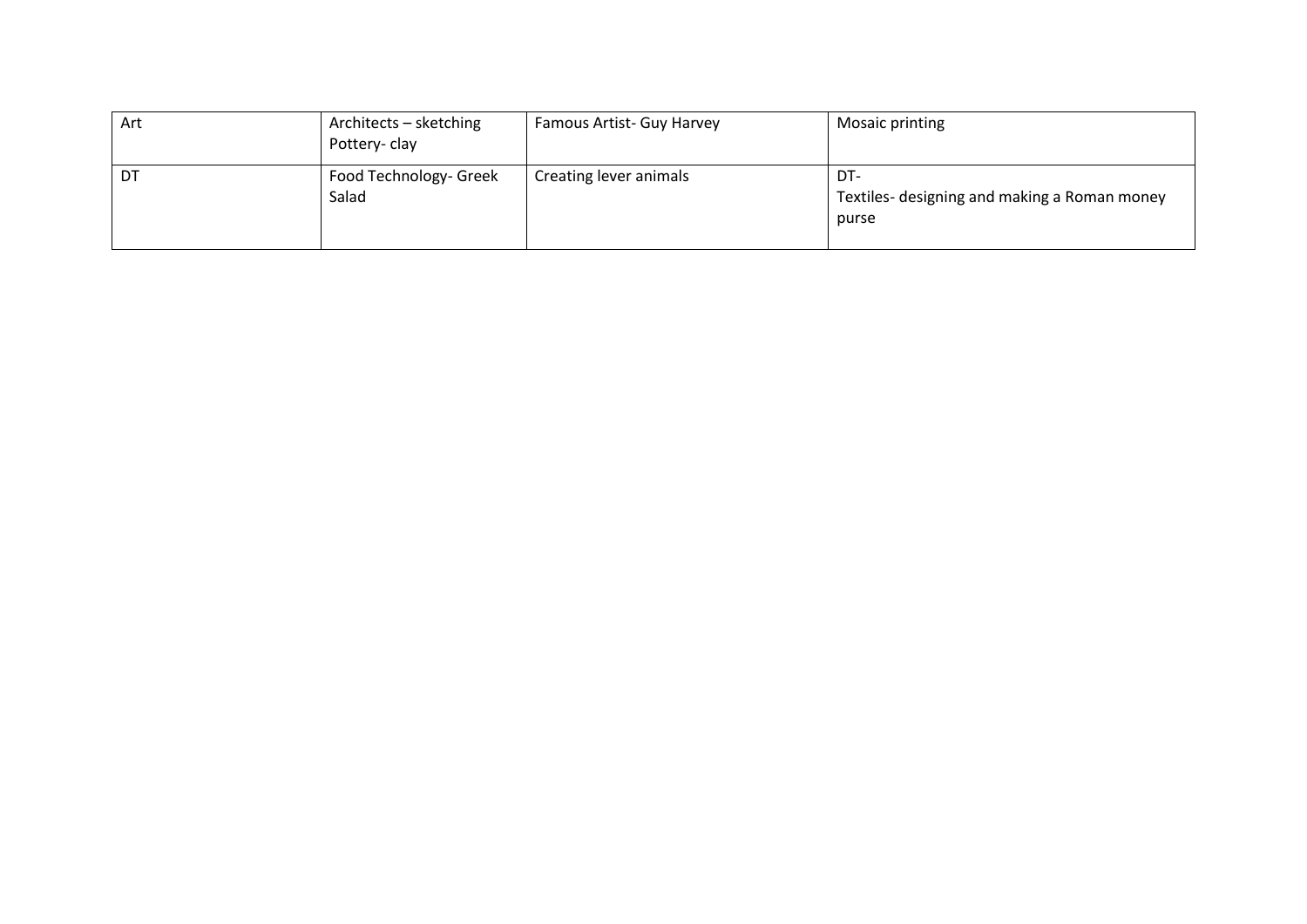| Art | Architects – sketching<br>Pottery- clay | Famous Artist- Guy Harvey | Mosaic printing |
|---|---|---|---|
| DT | Food Technology- Greek Salad | Creating lever animals | DT-<br>Textiles- designing and making a Roman money purse |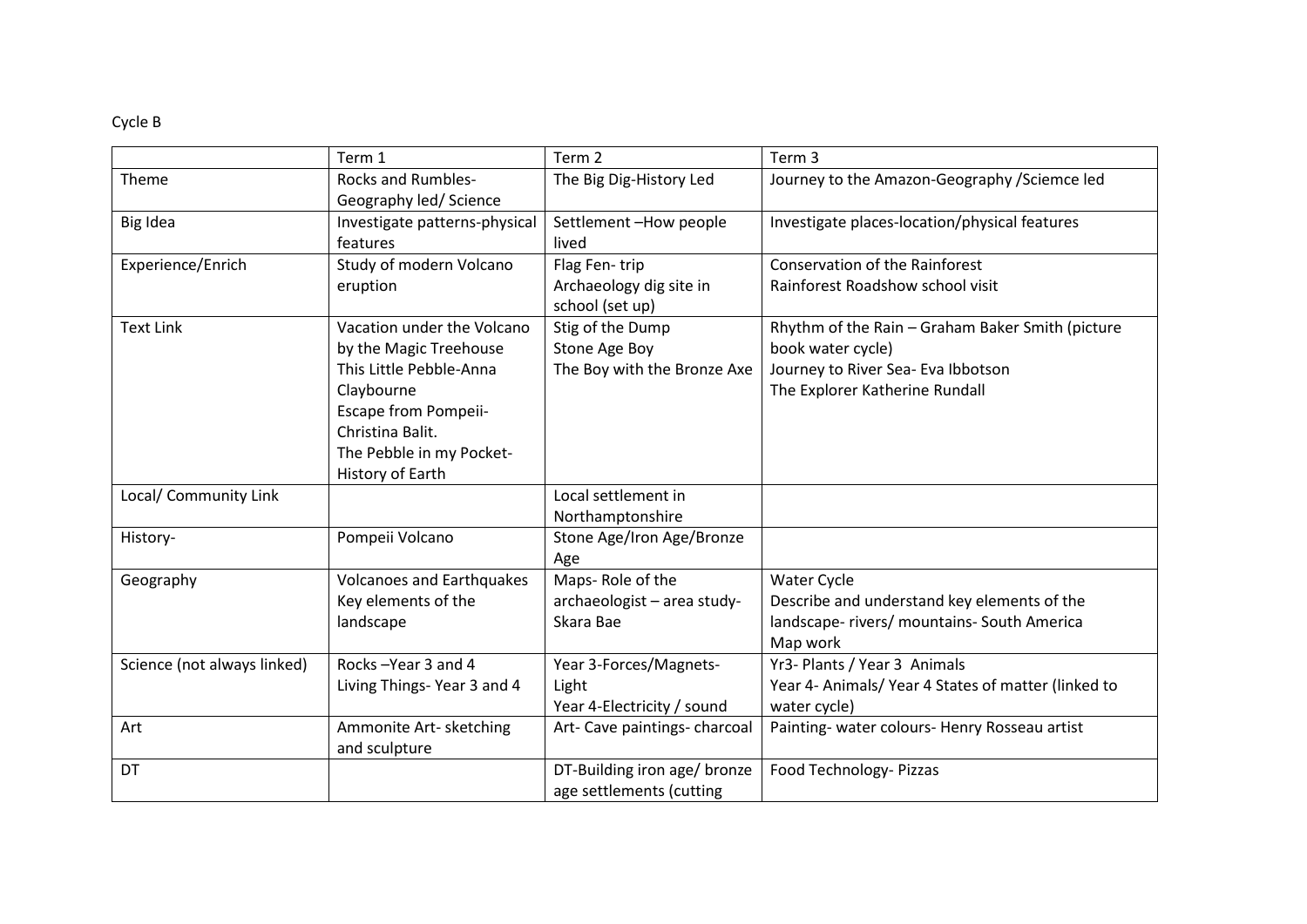Cycle B

| | Term 1 | Term 2 | Term 3 |
|---|---|---|---|
| Theme | Rocks and Rumbles- Geography led/ Science | The Big Dig-History Led | Journey to the Amazon-Geography /Sciemce led |
| Big Idea | Investigate patterns-physical features | Settlement –How people lived | Investigate places-location/physical features |
| Experience/Enrich | Study of modern Volcano eruption | Flag Fen- trip<br>Archaeology dig site in school (set up) | Conservation of the Rainforest<br>Rainforest Roadshow school visit |
| Text Link | Vacation under the Volcano by the Magic Treehouse<br>This Little Pebble-Anna Claybourne<br>Escape from Pompeii- Christina Balit.<br>The Pebble in my Pocket- History of Earth | Stig of the Dump<br>Stone Age Boy<br>The Boy with the Bronze Axe | Rhythm of the Rain – Graham Baker Smith (picture book water cycle)<br>Journey to River Sea- Eva Ibbotson<br>The Explorer Katherine Rundall |
| Local/ Community Link | | Local settlement in Northamptonshire | |
| History- | Pompeii Volcano | Stone Age/Iron Age/Bronze Age | |
| Geography | Volcanoes and Earthquakes<br>Key elements of the landscape | Maps- Role of the archaeologist – area study- Skara Bae | Water Cycle<br>Describe and understand key elements of the landscape- rivers/ mountains- South America<br>Map work |
| Science (not always linked) | Rocks –Year 3 and 4<br>Living Things- Year 3 and 4 | Year 3-Forces/Magnets- Light<br>Year 4-Electricity / sound | Yr3- Plants / Year 3 Animals<br>Year 4- Animals/ Year 4 States of matter (linked to water cycle) |
| Art | Ammonite Art- sketching and sculpture | Art- Cave paintings- charcoal | Painting- water colours- Henry Rosseau artist |
| DT | | DT-Building iron age/ bronze age settlements (cutting | Food Technology- Pizzas |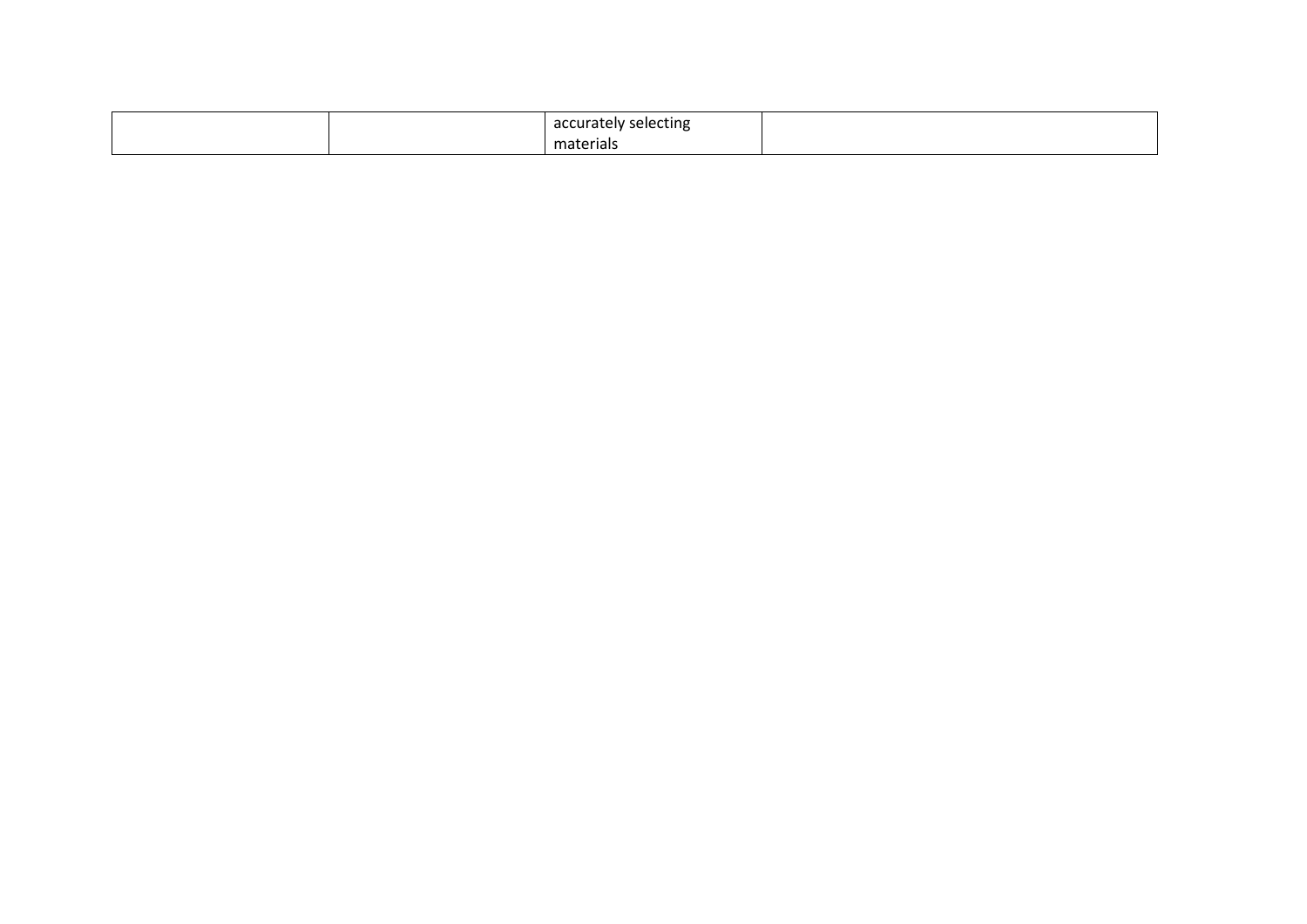| | | | |
|---|---|---|---|
| | | accurately selecting materials | |